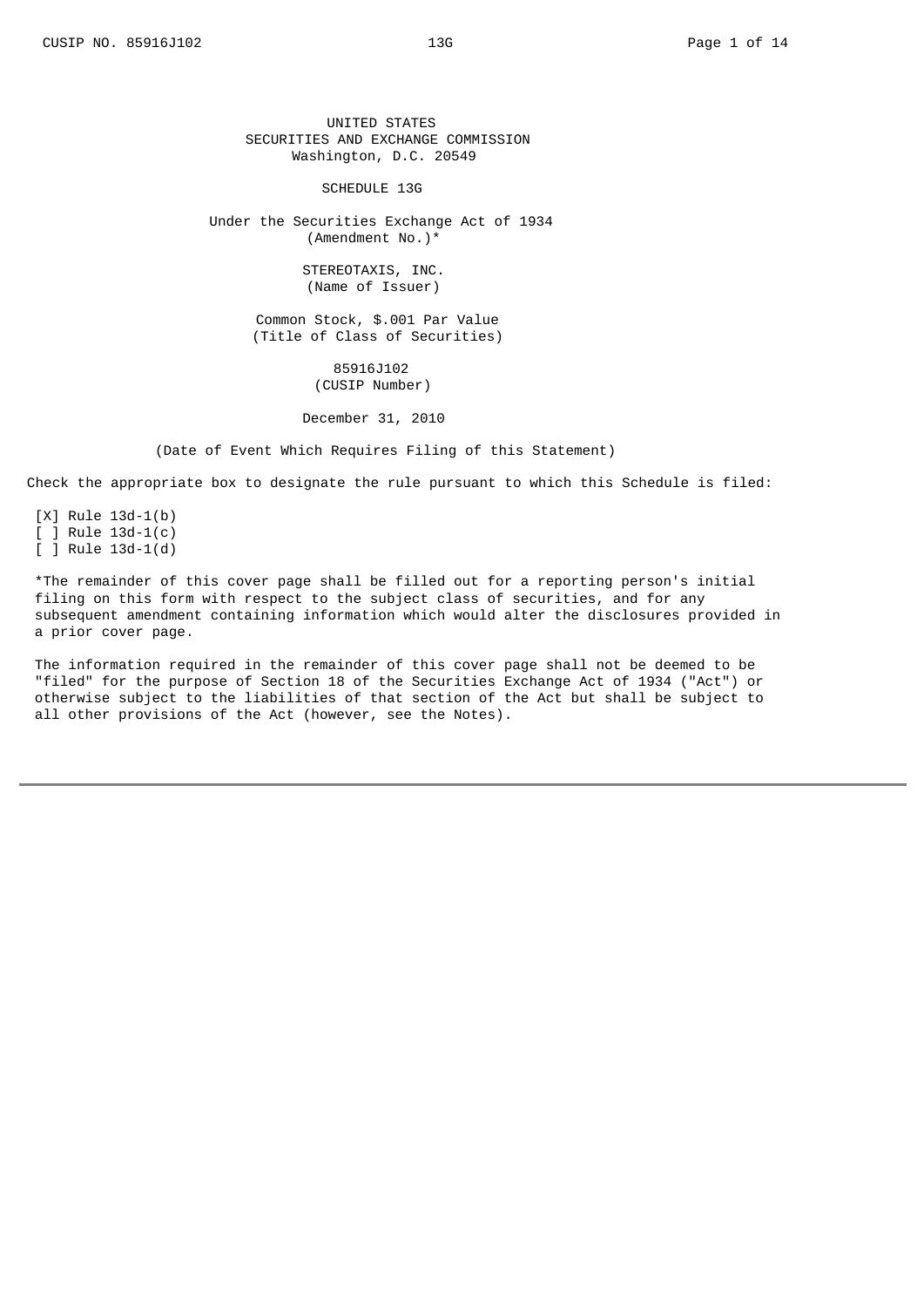UNITED STATES
SECURITIES AND EXCHANGE COMMISSION
Washington, D.C. 20549

# SCHEDULE 13G

Under the Securities Exchange Act of 1934
(Amendment No.)*

STEREOTAXIS, INC.
(Name of Issuer)

Common Stock, $.001 Par Value
(Title of Class of Securities)

85916J102
(CUSIP Number)

December 31, 2010

(Date of Event Which Requires Filing of this Statement)

Check the appropriate box to designate the rule pursuant to which this Schedule is filed:

[X] Rule 13d-1(b)
[ ] Rule 13d-1(c)
[ ] Rule 13d-1(d)

*The remainder of this cover page shall be filled out for a reporting person's initial filing on this form with respect to the subject class of securities, and for any subsequent amendment containing information which would alter the disclosures provided in a prior cover page.

The information required in the remainder of this cover page shall not be deemed to be "filed" for the purpose of Section 18 of the Securities Exchange Act of 1934 ("Act") or otherwise subject to the liabilities of that section of the Act but shall be subject to all other provisions of the Act (however, see the Notes).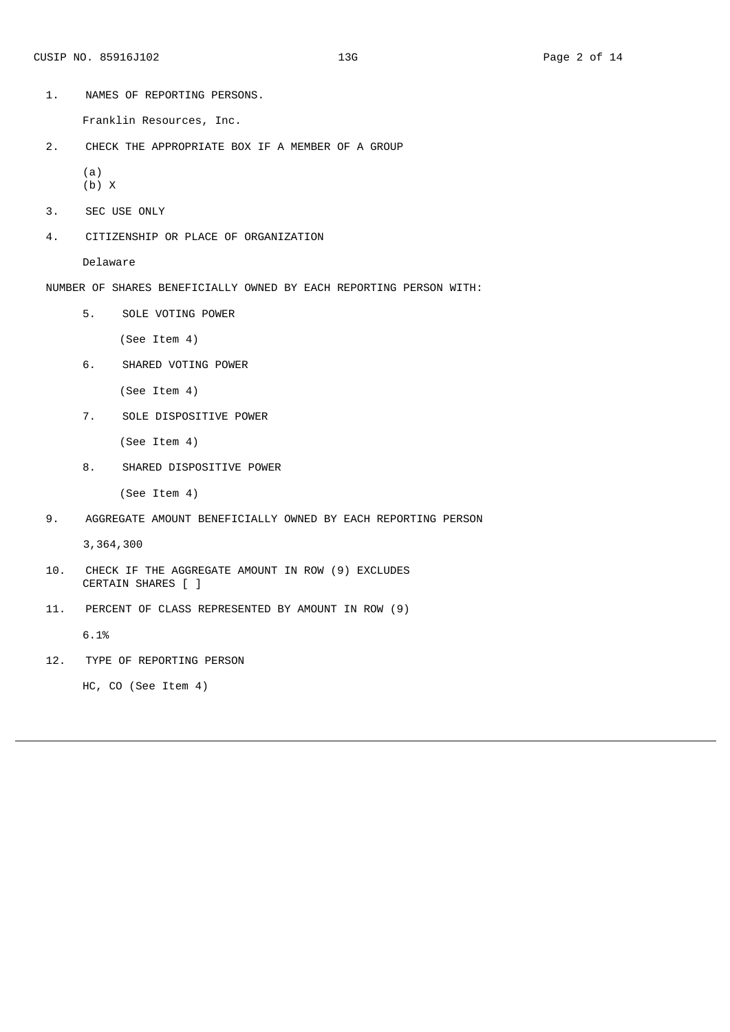CUSIP NO. 85916J102 13G

1. NAMES OF REPORTING PERSONS.

   Franklin Resources, Inc.

2. CHECK THE APPROPRIATE BOX IF A MEMBER OF A GROUP

   (a)
   (b) X

3. SEC USE ONLY

4. CITIZENSHIP OR PLACE OF ORGANIZATION

   Delaware

NUMBER OF SHARES BENEFICIALLY OWNED BY EACH REPORTING PERSON WITH:

5. SOLE VOTING POWER

   (See Item 4)

6. SHARED VOTING POWER

   (See Item 4)

7. SOLE DISPOSITIVE POWER

   (See Item 4)

8. SHARED DISPOSITIVE POWER

   (See Item 4)

9. AGGREGATE AMOUNT BENEFICIALLY OWNED BY EACH REPORTING PERSON

   3,364,300

10. CHECK IF THE AGGREGATE AMOUNT IN ROW (9) EXCLUDES CERTAIN SHARES [ ]

11. PERCENT OF CLASS REPRESENTED BY AMOUNT IN ROW (9)

    6.1%

12. TYPE OF REPORTING PERSON

    HC, CO (See Item 4)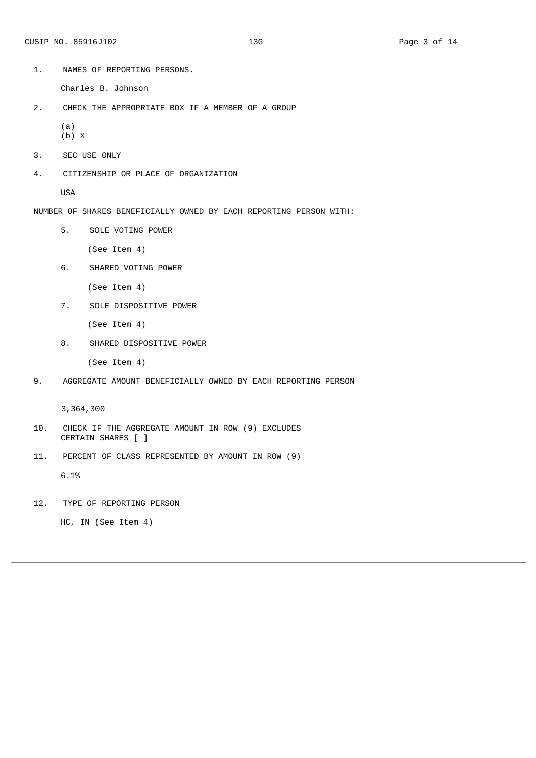1. NAMES OF REPORTING PERSONS.

   Charles B. Johnson

2. CHECK THE APPROPRIATE BOX IF A MEMBER OF A GROUP

   (a)
   (b) X

3. SEC USE ONLY

4. CITIZENSHIP OR PLACE OF ORGANIZATION

   USA

NUMBER OF SHARES BENEFICIALLY OWNED BY EACH REPORTING PERSON WITH:

5. SOLE VOTING POWER

   (See Item 4)

6. SHARED VOTING POWER

   (See Item 4)

7. SOLE DISPOSITIVE POWER

   (See Item 4)

8. SHARED DISPOSITIVE POWER

   (See Item 4)

9. AGGREGATE AMOUNT BENEFICIALLY OWNED BY EACH REPORTING PERSON

   3,364,300

10. CHECK IF THE AGGREGATE AMOUNT IN ROW (9) EXCLUDES CERTAIN SHARES [ ]

11. PERCENT OF CLASS REPRESENTED BY AMOUNT IN ROW (9)

    6.1%

12. TYPE OF REPORTING PERSON

    HC, IN (See Item 4)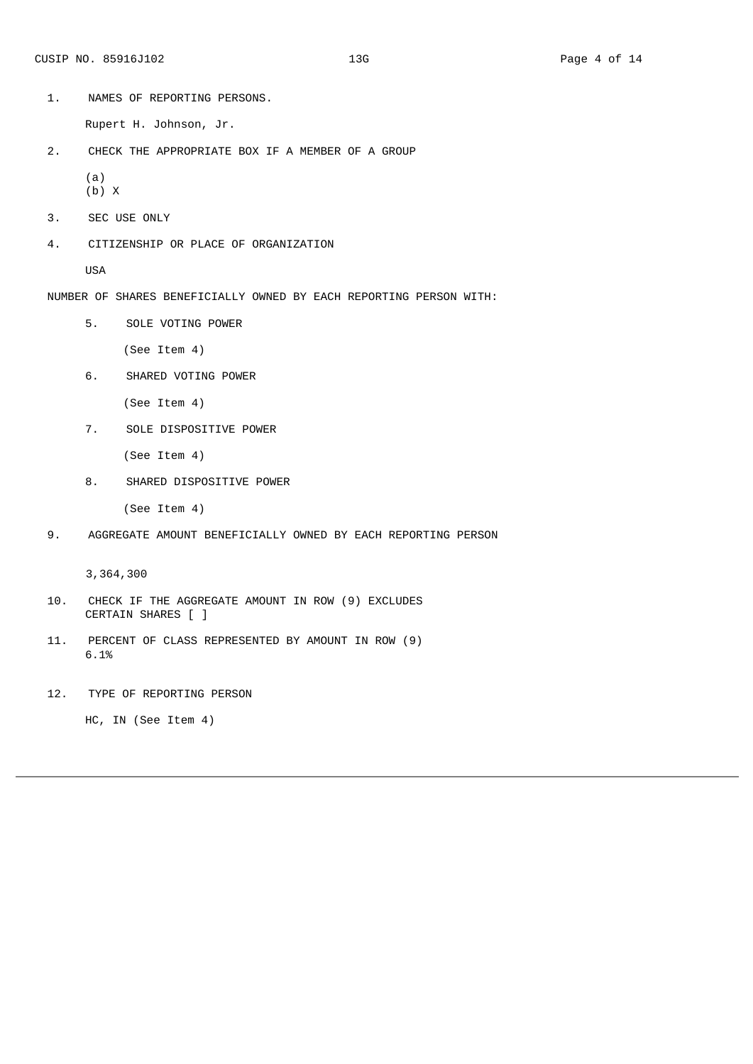CUSIP NO. 85916J102

1. NAMES OF REPORTING PERSONS.

   Rupert H. Johnson, Jr.

2. CHECK THE APPROPRIATE BOX IF A MEMBER OF A GROUP

   (a)
   (b) X

3. SEC USE ONLY

4. CITIZENSHIP OR PLACE OF ORGANIZATION

   USA

NUMBER OF SHARES BENEFICIALLY OWNED BY EACH REPORTING PERSON WITH:

5. SOLE VOTING POWER

   (See Item 4)

6. SHARED VOTING POWER

   (See Item 4)

7. SOLE DISPOSITIVE POWER

   (See Item 4)

8. SHARED DISPOSITIVE POWER

   (See Item 4)

9. AGGREGATE AMOUNT BENEFICIALLY OWNED BY EACH REPORTING PERSON

   3,364,300

10. CHECK IF THE AGGREGATE AMOUNT IN ROW (9) EXCLUDES CERTAIN SHARES [ ]

11. PERCENT OF CLASS REPRESENTED BY AMOUNT IN ROW (9)
    6.1%

12. TYPE OF REPORTING PERSON

    HC, IN (See Item 4)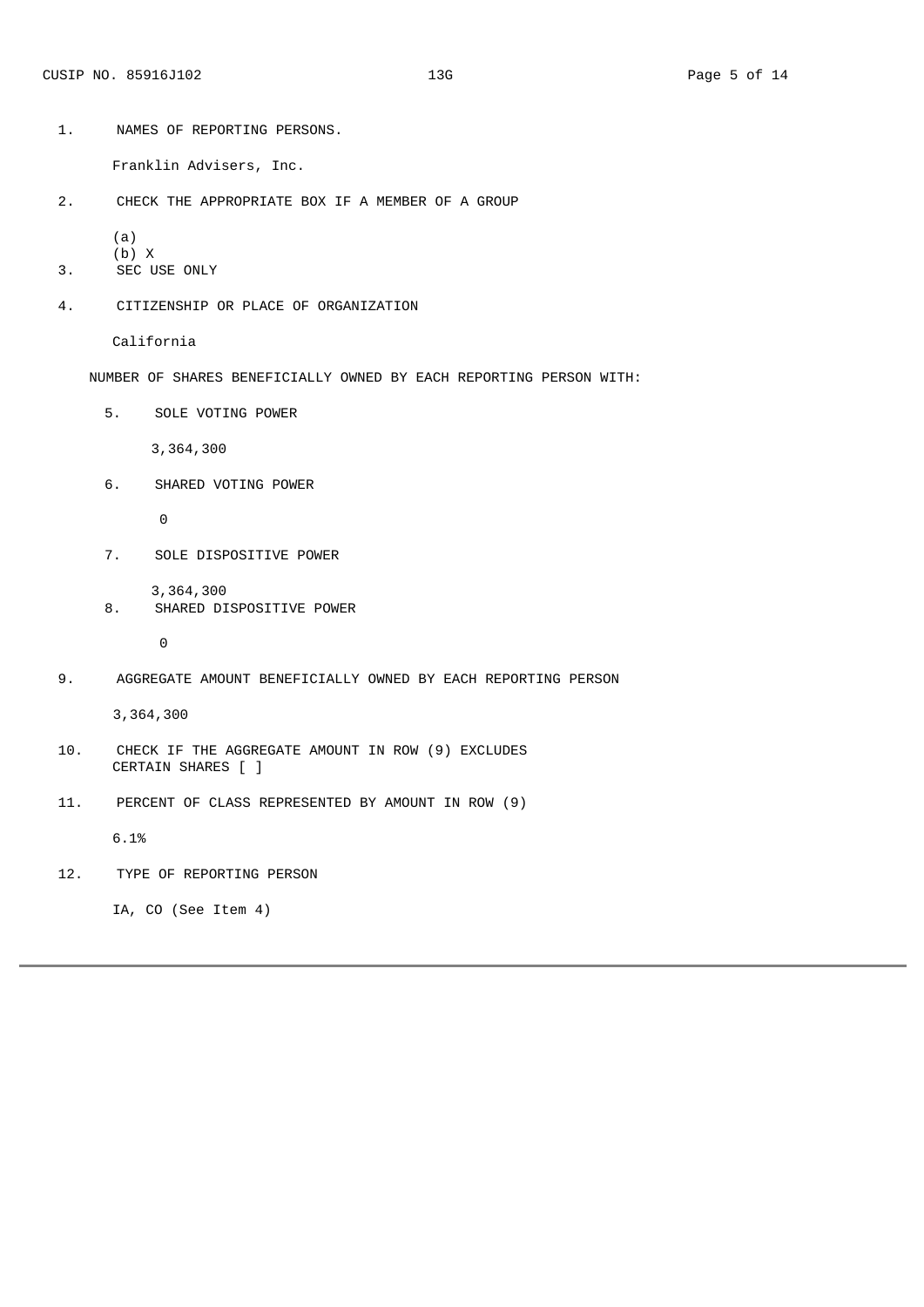1. NAMES OF REPORTING PERSONS.

   Franklin Advisers, Inc.

2. CHECK THE APPROPRIATE BOX IF A MEMBER OF A GROUP

   (a)
   (b) X

3. SEC USE ONLY

4. CITIZENSHIP OR PLACE OF ORGANIZATION

   California

NUMBER OF SHARES BENEFICIALLY OWNED BY EACH REPORTING PERSON WITH:

5. SOLE VOTING POWER

   3,364,300

6. SHARED VOTING POWER

   0

7. SOLE DISPOSITIVE POWER

   3,364,300

8. SHARED DISPOSITIVE POWER

   0

9. AGGREGATE AMOUNT BENEFICIALLY OWNED BY EACH REPORTING PERSON

   3,364,300

10. CHECK IF THE AGGREGATE AMOUNT IN ROW (9) EXCLUDES CERTAIN SHARES [ ]

11. PERCENT OF CLASS REPRESENTED BY AMOUNT IN ROW (9)

    6.1%

12. TYPE OF REPORTING PERSON

    IA, CO (See Item 4)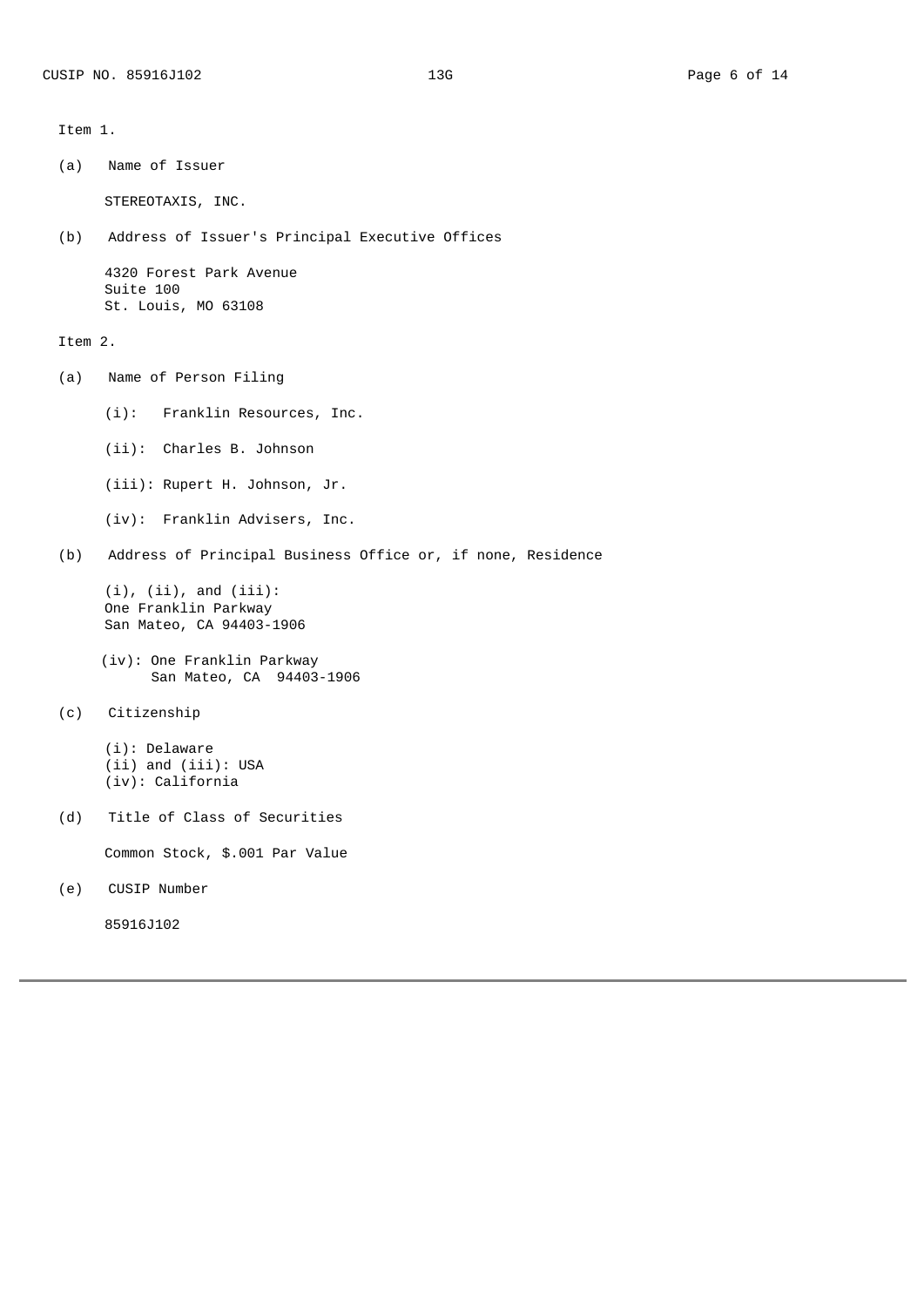Item 1.

(a) Name of Issuer

STEREOTAXIS, INC.

(b) Address of Issuer's Principal Executive Offices

4320 Forest Park Avenue
Suite 100
St. Louis, MO 63108

Item 2.

(a) Name of Person Filing

(i): Franklin Resources, Inc.

(ii): Charles B. Johnson

(iii): Rupert H. Johnson, Jr.

(iv): Franklin Advisers, Inc.

(b) Address of Principal Business Office or, if none, Residence

(i), (ii), and (iii):
One Franklin Parkway
San Mateo, CA 94403-1906

(iv): One Franklin Parkway
San Mateo, CA 94403-1906

(c) Citizenship

(i): Delaware
(ii) and (iii): USA
(iv): California

(d) Title of Class of Securities

Common Stock, $.001 Par Value

(e) CUSIP Number

85916J102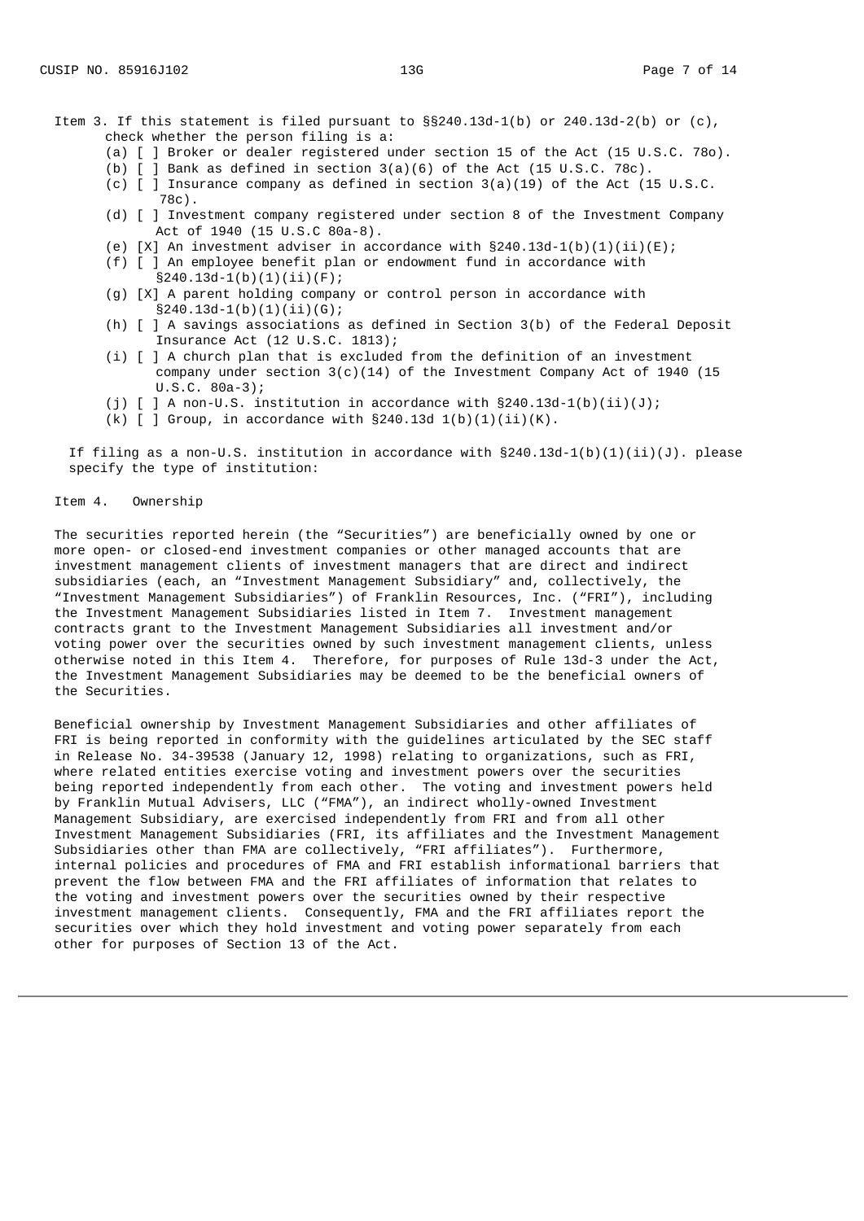Item 3. If this statement is filed pursuant to §§240.13d-1(b) or 240.13d-2(b) or (c), check whether the person filing is a:

- (a) [ ] Broker or dealer registered under section 15 of the Act (15 U.S.C. 78o).
- (b) [ ] Bank as defined in section 3(a)(6) of the Act (15 U.S.C. 78c).
- (c) [ ] Insurance company as defined in section 3(a)(19) of the Act (15 U.S.C. 78c).
- (d) [ ] Investment company registered under section 8 of the Investment Company Act of 1940 (15 U.S.C 80a-8).
- (e) [X] An investment adviser in accordance with §240.13d-1(b)(1)(ii)(E);
- (f) [ ] An employee benefit plan or endowment fund in accordance with §240.13d-1(b)(1)(ii)(F);
- (g) [X] A parent holding company or control person in accordance with §240.13d-1(b)(1)(ii)(G);
- (h) [ ] A savings associations as defined in Section 3(b) of the Federal Deposit Insurance Act (12 U.S.C. 1813);
- (i) [ ] A church plan that is excluded from the definition of an investment company under section 3(c)(14) of the Investment Company Act of 1940 (15 U.S.C. 80a-3);
- (j) [ ] A non-U.S. institution in accordance with §240.13d-1(b)(ii)(J);
- (k) [ ] Group, in accordance with §240.13d 1(b)(1)(ii)(K).

If filing as a non-U.S. institution in accordance with §240.13d-1(b)(1)(ii)(J). please specify the type of institution:

Item 4. Ownership

The securities reported herein (the "Securities") are beneficially owned by one or more open- or closed-end investment companies or other managed accounts that are investment management clients of investment managers that are direct and indirect subsidiaries (each, an "Investment Management Subsidiary" and, collectively, the "Investment Management Subsidiaries") of Franklin Resources, Inc. ("FRI"), including the Investment Management Subsidiaries listed in Item 7. Investment management contracts grant to the Investment Management Subsidiaries all investment and/or voting power over the securities owned by such investment management clients, unless otherwise noted in this Item 4. Therefore, for purposes of Rule 13d-3 under the Act, the Investment Management Subsidiaries may be deemed to be the beneficial owners of the Securities.

Beneficial ownership by Investment Management Subsidiaries and other affiliates of FRI is being reported in conformity with the guidelines articulated by the SEC staff in Release No. 34-39538 (January 12, 1998) relating to organizations, such as FRI, where related entities exercise voting and investment powers over the securities being reported independently from each other. The voting and investment powers held by Franklin Mutual Advisers, LLC ("FMA"), an indirect wholly-owned Investment Management Subsidiary, are exercised independently from FRI and from all other Investment Management Subsidiaries (FRI, its affiliates and the Investment Management Subsidiaries other than FMA are collectively, "FRI affiliates"). Furthermore, internal policies and procedures of FMA and FRI establish informational barriers that prevent the flow between FMA and the FRI affiliates of information that relates to the voting and investment powers over the securities owned by their respective investment management clients. Consequently, FMA and the FRI affiliates report the securities over which they hold investment and voting power separately from each other for purposes of Section 13 of the Act.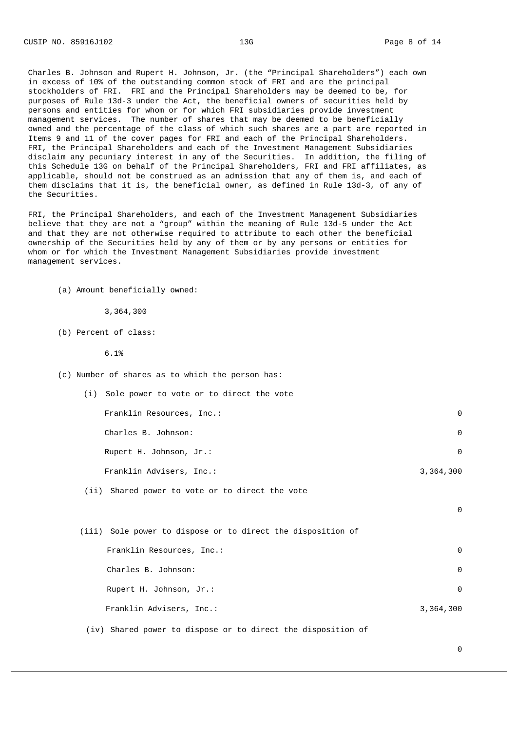Charles B. Johnson and Rupert H. Johnson, Jr. (the "Principal Shareholders") each own in excess of 10% of the outstanding common stock of FRI and are the principal stockholders of FRI. FRI and the Principal Shareholders may be deemed to be, for purposes of Rule 13d-3 under the Act, the beneficial owners of securities held by persons and entities for whom or for which FRI subsidiaries provide investment management services. The number of shares that may be deemed to be beneficially owned and the percentage of the class of which such shares are a part are reported in Items 9 and 11 of the cover pages for FRI and each of the Principal Shareholders. FRI, the Principal Shareholders and each of the Investment Management Subsidiaries disclaim any pecuniary interest in any of the Securities. In addition, the filing of this Schedule 13G on behalf of the Principal Shareholders, FRI and FRI affiliates, as applicable, should not be construed as an admission that any of them is, and each of them disclaims that it is, the beneficial owner, as defined in Rule 13d-3, of any of the Securities.

FRI, the Principal Shareholders, and each of the Investment Management Subsidiaries believe that they are not a "group" within the meaning of Rule 13d-5 under the Act and that they are not otherwise required to attribute to each other the beneficial ownership of the Securities held by any of them or by any persons or entities for whom or for which the Investment Management Subsidiaries provide investment management services.

(a) Amount beneficially owned:

3,364,300

(b) Percent of class:

6.1%

(c) Number of shares as to which the person has:

(i) Sole power to vote or to direct the vote

| | |
|---|---|
| Franklin Resources, Inc.: | 0 |
| Charles B. Johnson: | 0 |
| Rupert H. Johnson, Jr.: | 0 |
| Franklin Advisers, Inc.: | 3,364,300 |

(ii) Shared power to vote or to direct the vote

0

(iii) Sole power to dispose or to direct the disposition of

| | |
|---|---|
| Franklin Resources, Inc.: | 0 |
| Charles B. Johnson: | 0 |
| Rupert H. Johnson, Jr.: | 0 |
| Franklin Advisers, Inc.: | 3,364,300 |

(iv) Shared power to dispose or to direct the disposition of

0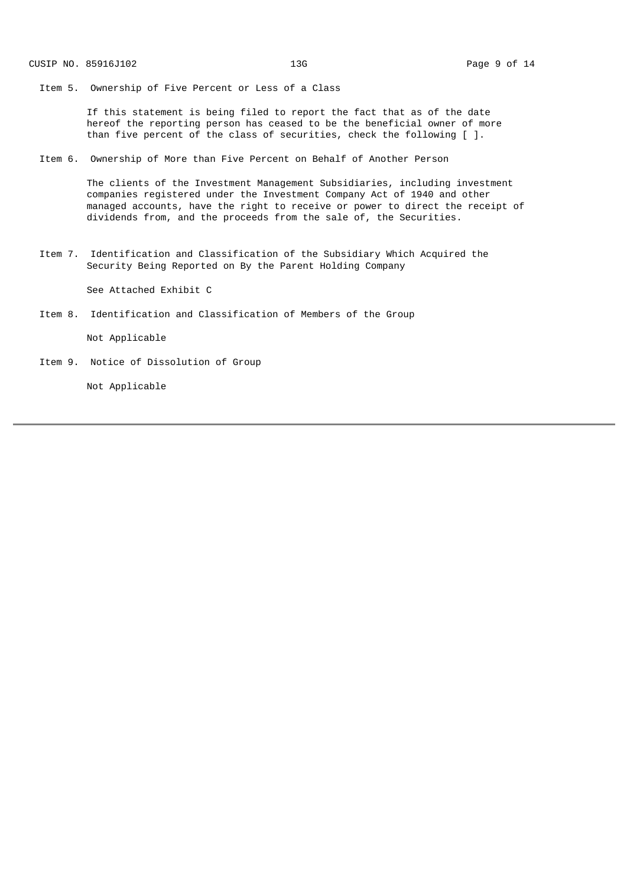Item 5. Ownership of Five Percent or Less of a Class

If this statement is being filed to report the fact that as of the date hereof the reporting person has ceased to be the beneficial owner of more than five percent of the class of securities, check the following [ ].

Item 6. Ownership of More than Five Percent on Behalf of Another Person

The clients of the Investment Management Subsidiaries, including investment companies registered under the Investment Company Act of 1940 and other managed accounts, have the right to receive or power to direct the receipt of dividends from, and the proceeds from the sale of, the Securities.

Item 7. Identification and Classification of the Subsidiary Which Acquired the Security Being Reported on By the Parent Holding Company

See Attached Exhibit C

Item 8. Identification and Classification of Members of the Group

Not Applicable

Item 9. Notice of Dissolution of Group

Not Applicable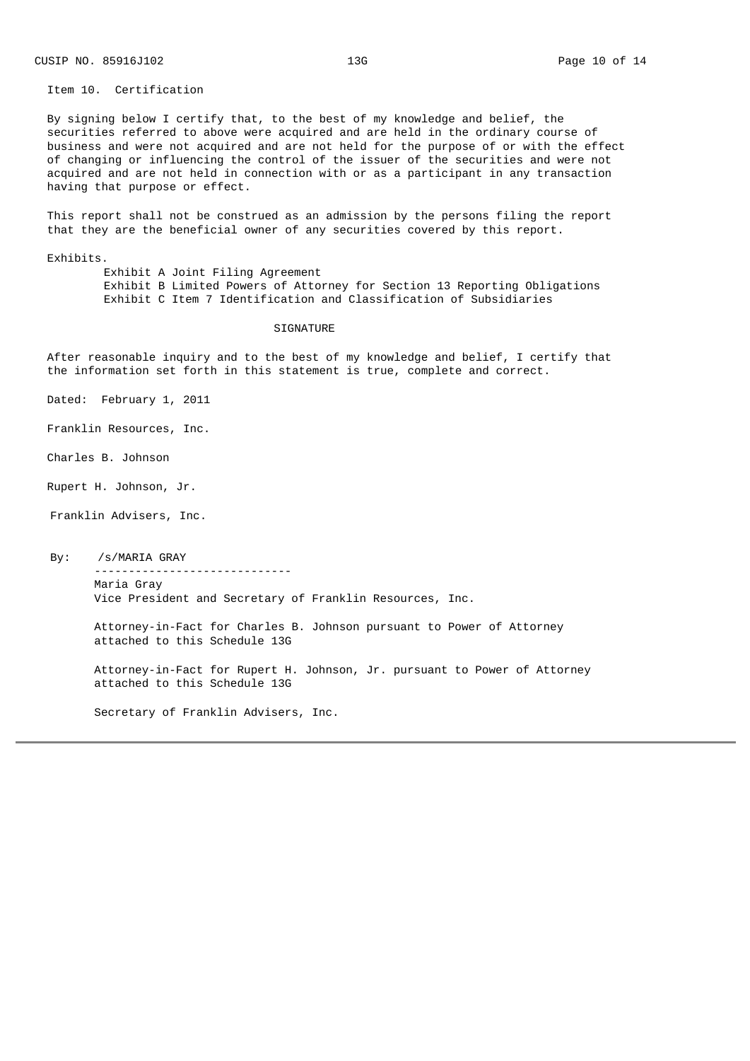Item 10. Certification

By signing below I certify that, to the best of my knowledge and belief, the securities referred to above were acquired and are held in the ordinary course of business and were not acquired and are not held for the purpose of or with the effect of changing or influencing the control of the issuer of the securities and were not acquired and are not held in connection with or as a participant in any transaction having that purpose or effect.

This report shall not be construed as an admission by the persons filing the report that they are the beneficial owner of any securities covered by this report.

Exhibits.

- Exhibit A Joint Filing Agreement
- Exhibit B Limited Powers of Attorney for Section 13 Reporting Obligations
- Exhibit C Item 7 Identification and Classification of Subsidiaries

SIGNATURE

After reasonable inquiry and to the best of my knowledge and belief, I certify that the information set forth in this statement is true, complete and correct.

Dated: February 1, 2011

Franklin Resources, Inc.

Charles B. Johnson

Rupert H. Johnson, Jr.

Franklin Advisers, Inc.

By: /s/MARIA GRAY

-----------------------------

Maria Gray
Vice President and Secretary of Franklin Resources, Inc.

Attorney-in-Fact for Charles B. Johnson pursuant to Power of Attorney attached to this Schedule 13G

Attorney-in-Fact for Rupert H. Johnson, Jr. pursuant to Power of Attorney attached to this Schedule 13G

Secretary of Franklin Advisers, Inc.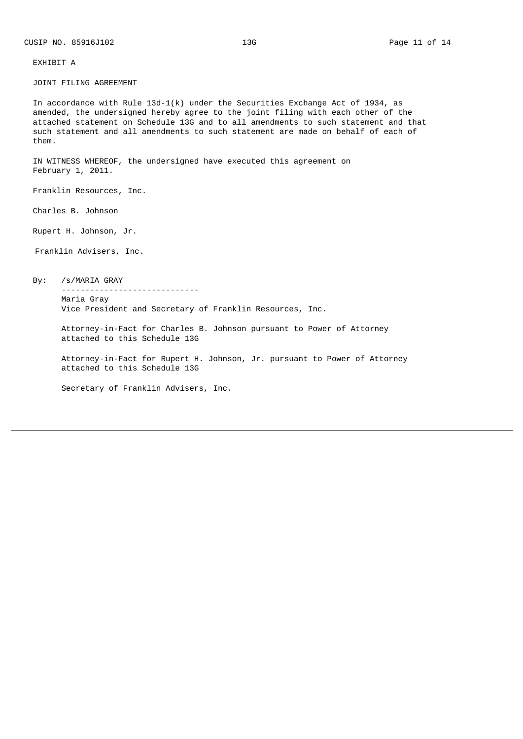EXHIBIT A

JOINT FILING AGREEMENT

In accordance with Rule 13d-1(k) under the Securities Exchange Act of 1934, as amended, the undersigned hereby agree to the joint filing with each other of the attached statement on Schedule 13G and to all amendments to such statement and that such statement and all amendments to such statement are made on behalf of each of them.

IN WITNESS WHEREOF, the undersigned have executed this agreement on February 1, 2011.

Franklin Resources, Inc.

Charles B. Johnson

Rupert H. Johnson, Jr.

Franklin Advisers, Inc.

By: /s/MARIA GRAY
-----------------------------
Maria Gray
Vice President and Secretary of Franklin Resources, Inc.

Attorney-in-Fact for Charles B. Johnson pursuant to Power of Attorney attached to this Schedule 13G

Attorney-in-Fact for Rupert H. Johnson, Jr. pursuant to Power of Attorney attached to this Schedule 13G

Secretary of Franklin Advisers, Inc.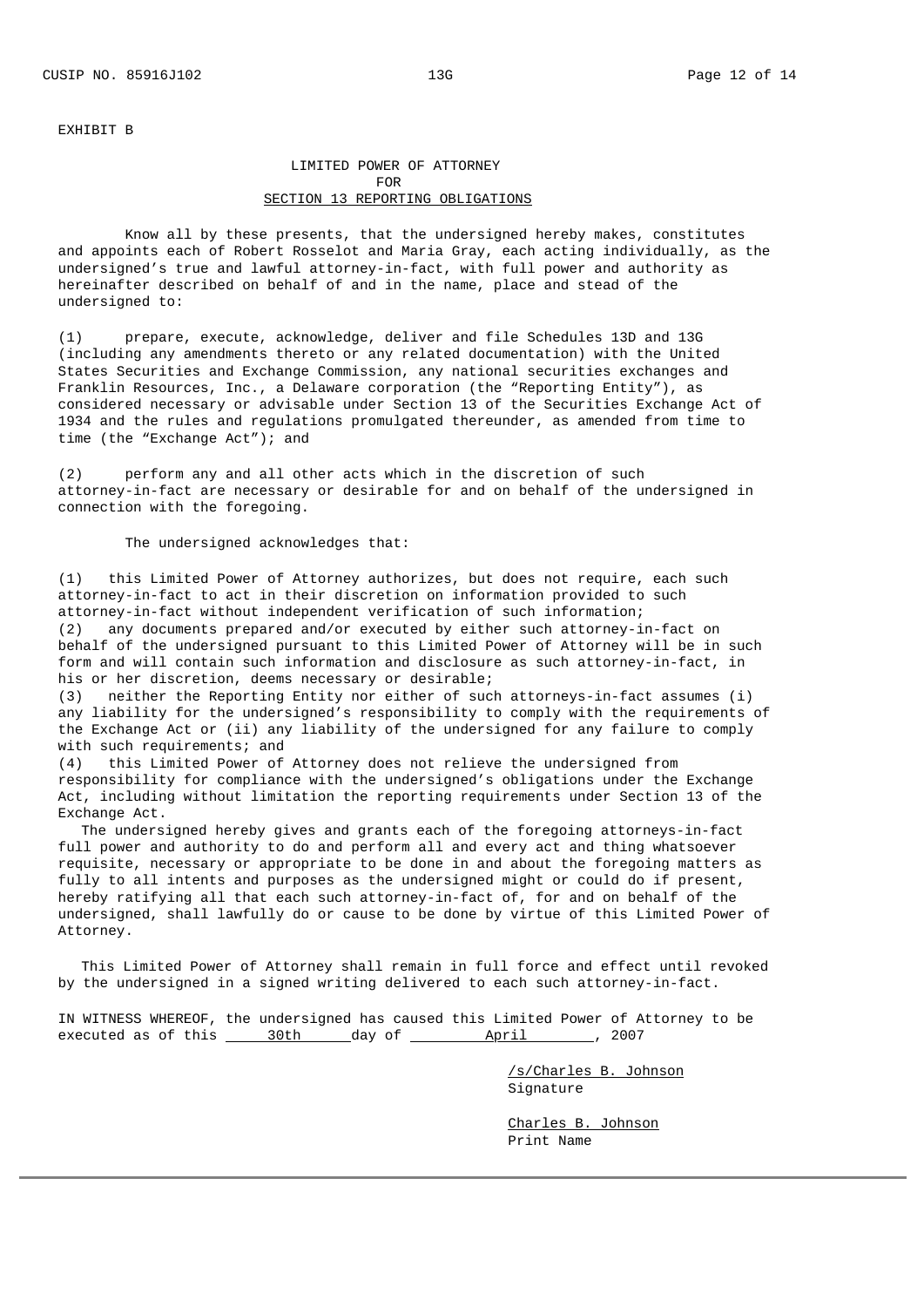EXHIBIT B

**LIMITED POWER OF ATTORNEY**
**FOR**
**SECTION 13 REPORTING OBLIGATIONS**

Know all by these presents, that the undersigned hereby makes, constitutes and appoints each of Robert Rosselot and Maria Gray, each acting individually, as the undersigned's true and lawful attorney-in-fact, with full power and authority as hereinafter described on behalf of and in the name, place and stead of the undersigned to:

(1) prepare, execute, acknowledge, deliver and file Schedules 13D and 13G (including any amendments thereto or any related documentation) with the United States Securities and Exchange Commission, any national securities exchanges and Franklin Resources, Inc., a Delaware corporation (the "Reporting Entity"), as considered necessary or advisable under Section 13 of the Securities Exchange Act of 1934 and the rules and regulations promulgated thereunder, as amended from time to time (the "Exchange Act"); and

(2) perform any and all other acts which in the discretion of such attorney-in-fact are necessary or desirable for and on behalf of the undersigned in connection with the foregoing.

The undersigned acknowledges that:

(1) this Limited Power of Attorney authorizes, but does not require, each such attorney-in-fact to act in their discretion on information provided to such attorney-in-fact without independent verification of such information;
(2) any documents prepared and/or executed by either such attorney-in-fact on behalf of the undersigned pursuant to this Limited Power of Attorney will be in such form and will contain such information and disclosure as such attorney-in-fact, in his or her discretion, deems necessary or desirable;
(3) neither the Reporting Entity nor either of such attorneys-in-fact assumes (i) any liability for the undersigned's responsibility to comply with the requirements of the Exchange Act or (ii) any liability of the undersigned for any failure to comply with such requirements; and
(4) this Limited Power of Attorney does not relieve the undersigned from responsibility for compliance with the undersigned's obligations under the Exchange Act, including without limitation the reporting requirements under Section 13 of the Exchange Act.

The undersigned hereby gives and grants each of the foregoing attorneys-in-fact full power and authority to do and perform all and every act and thing whatsoever requisite, necessary or appropriate to be done in and about the foregoing matters as fully to all intents and purposes as the undersigned might or could do if present, hereby ratifying all that each such attorney-in-fact of, for and on behalf of the undersigned, shall lawfully do or cause to be done by virtue of this Limited Power of Attorney.

This Limited Power of Attorney shall remain in full force and effect until revoked by the undersigned in a signed writing delivered to each such attorney-in-fact.

IN WITNESS WHEREOF, the undersigned has caused this Limited Power of Attorney to be executed as of this 30th day of April, 2007

/s/Charles B. Johnson
Signature

Charles B. Johnson
Print Name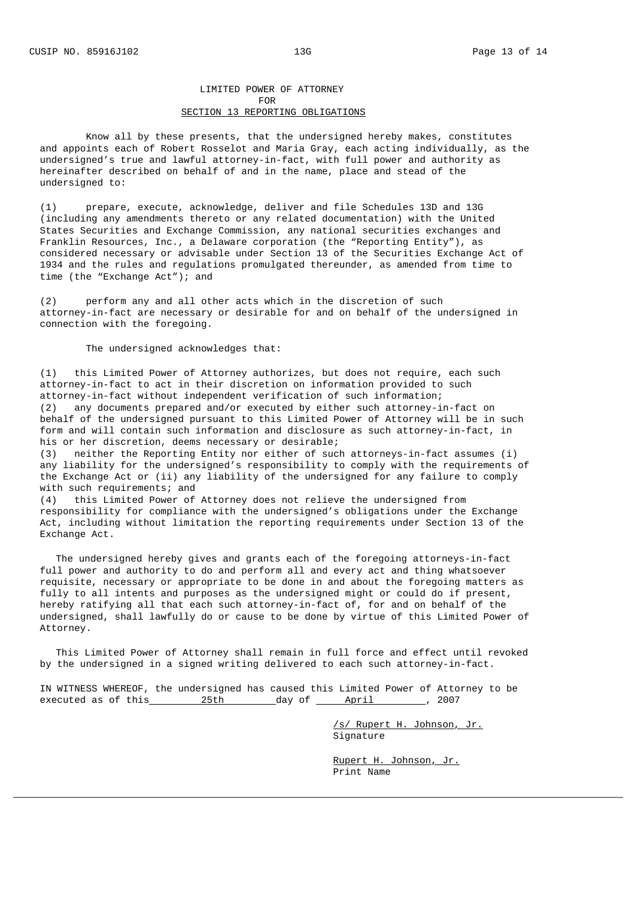# LIMITED POWER OF ATTORNEY
## FOR
## SECTION 13 REPORTING OBLIGATIONS

Know all by these presents, that the undersigned hereby makes, constitutes and appoints each of Robert Rosselot and Maria Gray, each acting individually, as the undersigned's true and lawful attorney-in-fact, with full power and authority as hereinafter described on behalf of and in the name, place and stead of the undersigned to:

(1) prepare, execute, acknowledge, deliver and file Schedules 13D and 13G (including any amendments thereto or any related documentation) with the United States Securities and Exchange Commission, any national securities exchanges and Franklin Resources, Inc., a Delaware corporation (the "Reporting Entity"), as considered necessary or advisable under Section 13 of the Securities Exchange Act of 1934 and the rules and regulations promulgated thereunder, as amended from time to time (the "Exchange Act"); and

(2) perform any and all other acts which in the discretion of such attorney-in-fact are necessary or desirable for and on behalf of the undersigned in connection with the foregoing.

The undersigned acknowledges that:

(1) this Limited Power of Attorney authorizes, but does not require, each such attorney-in-fact to act in their discretion on information provided to such attorney-in-fact without independent verification of such information;
(2) any documents prepared and/or executed by either such attorney-in-fact on behalf of the undersigned pursuant to this Limited Power of Attorney will be in such form and will contain such information and disclosure as such attorney-in-fact, in his or her discretion, deems necessary or desirable;
(3) neither the Reporting Entity nor either of such attorneys-in-fact assumes (i) any liability for the undersigned's responsibility to comply with the requirements of the Exchange Act or (ii) any liability of the undersigned for any failure to comply with such requirements; and
(4) this Limited Power of Attorney does not relieve the undersigned from responsibility for compliance with the undersigned's obligations under the Exchange Act, including without limitation the reporting requirements under Section 13 of the Exchange Act.

The undersigned hereby gives and grants each of the foregoing attorneys-in-fact full power and authority to do and perform all and every act and thing whatsoever requisite, necessary or appropriate to be done in and about the foregoing matters as fully to all intents and purposes as the undersigned might or could do if present, hereby ratifying all that each such attorney-in-fact of, for and on behalf of the undersigned, shall lawfully do or cause to be done by virtue of this Limited Power of Attorney.

This Limited Power of Attorney shall remain in full force and effect until revoked by the undersigned in a signed writing delivered to each such attorney-in-fact.

IN WITNESS WHEREOF, the undersigned has caused this Limited Power of Attorney to be executed as of this 25th day of April, 2007

/s/ Rupert H. Johnson, Jr.
Signature

Rupert H. Johnson, Jr.
Print Name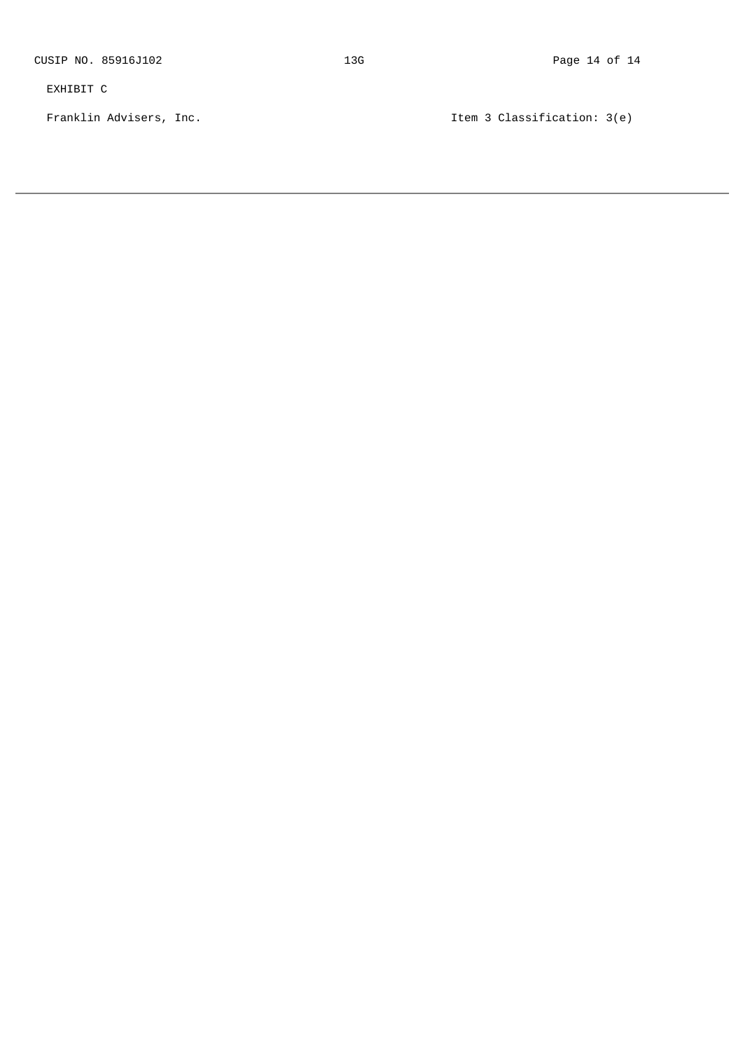EXHIBIT C

| | |
|---|---|
| Franklin Advisers, Inc. | Item 3 Classification: 3(e) |